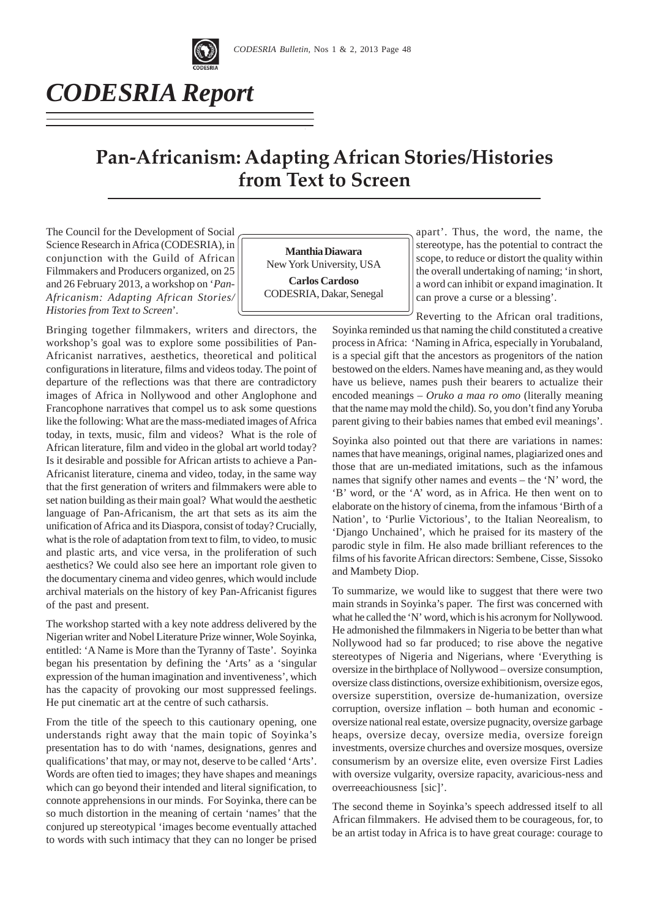# CODESRIA Report

## Pan-Africanism: Adapting African Stories/Histories from Text to Screen

**Manthia Diawara**
New York University, USA

**Carlos Cardoso**
CODESRIA, Dakar, Senegal

The Council for the Development of Social Science Research in Africa (CODESRIA), in conjunction with the Guild of African Filmmakers and Producers organized, on 25 and 26 February 2013, a workshop on '*Pan-Africanism: Adapting African Stories/ Histories from Text to Screen*'.

Bringing together filmmakers, writers and directors, the workshop's goal was to explore some possibilities of Pan-Africanist narratives, aesthetics, theoretical and political configurations in literature, films and videos today. The point of departure of the reflections was that there are contradictory images of Africa in Nollywood and other Anglophone and Francophone narratives that compel us to ask some questions like the following: What are the mass-mediated images of Africa today, in texts, music, film and videos? What is the role of African literature, film and video in the global art world today? Is it desirable and possible for African artists to achieve a Pan-Africanist literature, cinema and video, today, in the same way that the first generation of writers and filmmakers were able to set nation building as their main goal? What would the aesthetic language of Pan-Africanism, the art that sets as its aim the unification of Africa and its Diaspora, consist of today? Crucially, what is the role of adaptation from text to film, to video, to music and plastic arts, and vice versa, in the proliferation of such aesthetics? We could also see here an important role given to the documentary cinema and video genres, which would include archival materials on the history of key Pan-Africanist figures of the past and present.

The workshop started with a key note address delivered by the Nigerian writer and Nobel Literature Prize winner, Wole Soyinka, entitled: 'A Name is More than the Tyranny of Taste'. Soyinka began his presentation by defining the 'Arts' as a 'singular expression of the human imagination and inventiveness', which has the capacity of provoking our most suppressed feelings. He put cinematic art at the centre of such catharsis.

From the title of the speech to this cautionary opening, one understands right away that the main topic of Soyinka's presentation has to do with 'names, designations, genres and qualifications' that may, or may not, deserve to be called 'Arts'. Words are often tied to images; they have shapes and meanings which can go beyond their intended and literal signification, to connote apprehensions in our minds. For Soyinka, there can be so much distortion in the meaning of certain 'names' that the conjured up stereotypical 'images become eventually attached to words with such intimacy that they can no longer be prised apart'. Thus, the word, the name, the stereotype, has the potential to contract the scope, to reduce or distort the quality within the overall undertaking of naming; 'in short, a word can inhibit or expand imagination. It can prove a curse or a blessing'.

Reverting to the African oral traditions, Soyinka reminded us that naming the child constituted a creative process in Africa: 'Naming in Africa, especially in Yorubaland, is a special gift that the ancestors as progenitors of the nation bestowed on the elders. Names have meaning and, as they would have us believe, names push their bearers to actualize their encoded meanings – *Oruko a maa ro omo* (literally meaning that the name may mold the child). So, you don't find any Yoruba parent giving to their babies names that embed evil meanings'.

Soyinka also pointed out that there are variations in names: names that have meanings, original names, plagiarized ones and those that are un-mediated imitations, such as the infamous names that signify other names and events – the 'N' word, the 'B' word, or the 'A' word, as in Africa. He then went on to elaborate on the history of cinema, from the infamous 'Birth of a Nation', to 'Purlie Victorious', to the Italian Neorealism, to 'Django Unchained', which he praised for its mastery of the parodic style in film. He also made brilliant references to the films of his favorite African directors: Sembene, Cisse, Sissoko and Mambety Diop.

To summarize, we would like to suggest that there were two main strands in Soyinka's paper. The first was concerned with what he called the 'N' word, which is his acronym for Nollywood. He admonished the filmmakers in Nigeria to be better than what Nollywood had so far produced; to rise above the negative stereotypes of Nigeria and Nigerians, where 'Everything is oversize in the birthplace of Nollywood – oversize consumption, oversize class distinctions, oversize exhibitionism, oversize egos, oversize superstition, oversize de-humanization, oversize corruption, oversize inflation – both human and economic - oversize national real estate, oversize pugnacity, oversize garbage heaps, oversize decay, oversize media, oversize foreign investments, oversize churches and oversize mosques, oversize consumerism by an oversize elite, even oversize First Ladies with oversize vulgarity, oversize rapacity, avaricious-ness and overreeachiousness [sic]'.

The second theme in Soyinka's speech addressed itself to all African filmmakers. He advised them to be courageous, for, to be an artist today in Africa is to have great courage: courage to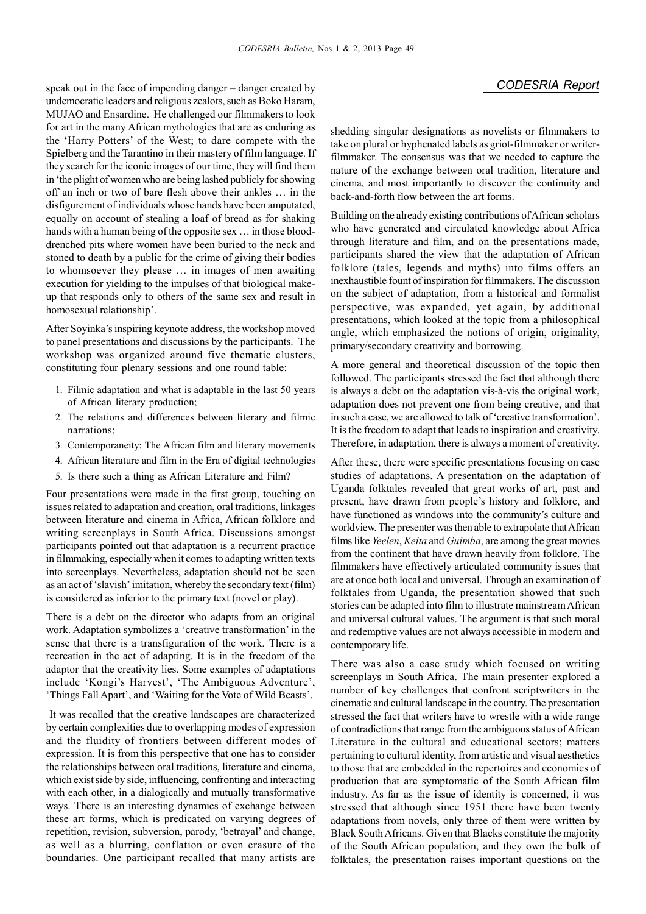speak out in the face of impending danger – danger created by undemocratic leaders and religious zealots, such as Boko Haram, MUJAO and Ensardine. He challenged our filmmakers to look for art in the many African mythologies that are as enduring as the 'Harry Potters' of the West; to dare compete with the Spielberg and the Tarantino in their mastery of film language. If they search for the iconic images of our time, they will find them in 'the plight of women who are being lashed publicly for showing off an inch or two of bare flesh above their ankles … in the disfigurement of individuals whose hands have been amputated, equally on account of stealing a loaf of bread as for shaking hands with a human being of the opposite sex … in those blood-drenched pits where women have been buried to the neck and stoned to death by a public for the crime of giving their bodies to whomsoever they please … in images of men awaiting execution for yielding to the impulses of that biological make-up that responds only to others of the same sex and result in homosexual relationship'.

After Soyinka's inspiring keynote address, the workshop moved to panel presentations and discussions by the participants. The workshop was organized around five thematic clusters, constituting four plenary sessions and one round table:

1. Filmic adaptation and what is adaptable in the last 50 years of African literary production;
2. The relations and differences between literary and filmic narrations;
3. Contemporaneity: The African film and literary movements
4. African literature and film in the Era of digital technologies
5. Is there such a thing as African Literature and Film?

Four presentations were made in the first group, touching on issues related to adaptation and creation, oral traditions, linkages between literature and cinema in Africa, African folklore and writing screenplays in South Africa. Discussions amongst participants pointed out that adaptation is a recurrent practice in filmmaking, especially when it comes to adapting written texts into screenplays. Nevertheless, adaptation should not be seen as an act of 'slavish' imitation, whereby the secondary text (film) is considered as inferior to the primary text (novel or play).

There is a debt on the director who adapts from an original work. Adaptation symbolizes a 'creative transformation' in the sense that there is a transfiguration of the work. There is a recreation in the act of adapting. It is in the freedom of the adaptor that the creativity lies. Some examples of adaptations include 'Kongi's Harvest', 'The Ambiguous Adventure', 'Things Fall Apart', and 'Waiting for the Vote of Wild Beasts'.

It was recalled that the creative landscapes are characterized by certain complexities due to overlapping modes of expression and the fluidity of frontiers between different modes of expression. It is from this perspective that one has to consider the relationships between oral traditions, literature and cinema, which exist side by side, influencing, confronting and interacting with each other, in a dialogically and mutually transformative ways. There is an interesting dynamics of exchange between these art forms, which is predicated on varying degrees of repetition, revision, subversion, parody, 'betrayal' and change, as well as a blurring, conflation or even erasure of the boundaries. One participant recalled that many artists are shedding singular designations as novelists or filmmakers to take on plural or hyphenated labels as griot-filmmaker or writer-filmmaker. The consensus was that we needed to capture the nature of the exchange between oral tradition, literature and cinema, and most importantly to discover the continuity and back-and-forth flow between the art forms.

Building on the already existing contributions of African scholars who have generated and circulated knowledge about Africa through literature and film, and on the presentations made, participants shared the view that the adaptation of African folklore (tales, legends and myths) into films offers an inexhaustible fount of inspiration for filmmakers. The discussion on the subject of adaptation, from a historical and formalist perspective, was expanded, yet again, by additional presentations, which looked at the topic from a philosophical angle, which emphasized the notions of origin, originality, primary/secondary creativity and borrowing.

A more general and theoretical discussion of the topic then followed. The participants stressed the fact that although there is always a debt on the adaptation vis-à-vis the original work, adaptation does not prevent one from being creative, and that in such a case, we are allowed to talk of 'creative transformation'. It is the freedom to adapt that leads to inspiration and creativity. Therefore, in adaptation, there is always a moment of creativity.

After these, there were specific presentations focusing on case studies of adaptations. A presentation on the adaptation of Uganda folktales revealed that great works of art, past and present, have drawn from people's history and folklore, and have functioned as windows into the community's culture and worldview. The presenter was then able to extrapolate that African films like *Yeelen*, *Keita* and *Guimba*, are among the great movies from the continent that have drawn heavily from folklore. The filmmakers have effectively articulated community issues that are at once both local and universal. Through an examination of folktales from Uganda, the presentation showed that such stories can be adapted into film to illustrate mainstream African and universal cultural values. The argument is that such moral and redemptive values are not always accessible in modern and contemporary life.

There was also a case study which focused on writing screenplays in South Africa. The main presenter explored a number of key challenges that confront scriptwriters in the cinematic and cultural landscape in the country. The presentation stressed the fact that writers have to wrestle with a wide range of contradictions that range from the ambiguous status of African Literature in the cultural and educational sectors; matters pertaining to cultural identity, from artistic and visual aesthetics to those that are embedded in the repertoires and economies of production that are symptomatic of the South African film industry. As far as the issue of identity is concerned, it was stressed that although since 1951 there have been twenty adaptations from novels, only three of them were written by Black South Africans. Given that Blacks constitute the majority of the South African population, and they own the bulk of folktales, the presentation raises important questions on the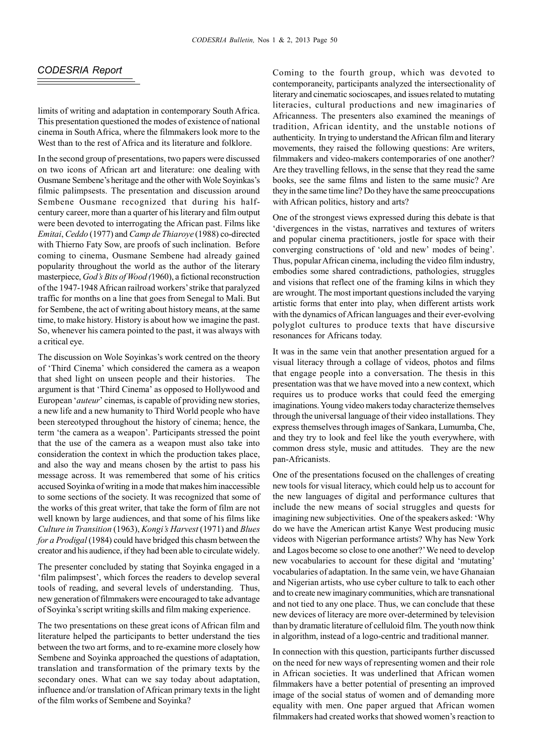*CODESRIA Report*

limits of writing and adaptation in contemporary South Africa. This presentation questioned the modes of existence of national cinema in South Africa, where the filmmakers look more to the West than to the rest of Africa and its literature and folklore.

In the second group of presentations, two papers were discussed on two icons of African art and literature: one dealing with Ousmane Sembene's heritage and the other with Wole Soyinkas's filmic palimpsests. The presentation and discussion around Sembene Ousmane recognized that during his half-century career, more than a quarter of his literary and film output were been devoted to interrogating the African past. Films like *Emitai*, *Ceddo* (1977) and *Camp de Thiaroye* (1988) co-directed with Thierno Faty Sow, are proofs of such inclination. Before coming to cinema, Ousmane Sembene had already gained popularity throughout the world as the author of the literary masterpiece, *God's Bits of Wood (*1960), a fictional reconstruction of the 1947-1948 African railroad workers' strike that paralyzed traffic for months on a line that goes from Senegal to Mali. But for Sembene, the act of writing about history means, at the same time, to make history. History is about how we imagine the past. So, whenever his camera pointed to the past, it was always with a critical eye.

The discussion on Wole Soyinkas's work centred on the theory of 'Third Cinema' which considered the camera as a weapon that shed light on unseen people and their histories. The argument is that 'Third Cinema' as opposed to Hollywood and European '*auteur*' cinemas, is capable of providing new stories, a new life and a new humanity to Third World people who have been stereotyped throughout the history of cinema; hence, the term 'the camera as a weapon'. Participants stressed the point that the use of the camera as a weapon must also take into consideration the context in which the production takes place, and also the way and means chosen by the artist to pass his message across. It was remembered that some of his critics accused Soyinka of writing in a mode that makes him inaccessible to some sections of the society. It was recognized that some of the works of this great writer, that take the form of film are not well known by large audiences, and that some of his films like *Culture in Transition* (1963), *Kongi's Harvest* (1971) and *Blues for a Prodigal* (1984) could have bridged this chasm between the creator and his audience, if they had been able to circulate widely.

The presenter concluded by stating that Soyinka engaged in a 'film palimpsest', which forces the readers to develop several tools of reading, and several levels of understanding. Thus, new generation of filmmakers were encouraged to take advantage of Soyinka's script writing skills and film making experience.

The two presentations on these great icons of African film and literature helped the participants to better understand the ties between the two art forms, and to re-examine more closely how Sembene and Soyinka approached the questions of adaptation, translation and transformation of the primary texts by the secondary ones. What can we say today about adaptation, influence and/or translation of African primary texts in the light of the film works of Sembene and Soyinka?

Coming to the fourth group, which was devoted to contemporaneity, participants analyzed the intersectionality of literary and cinematic socioscapes, and issues related to mutating literacies, cultural productions and new imaginaries of Africanness. The presenters also examined the meanings of tradition, African identity, and the unstable notions of authenticity. In trying to understand the African film and literary movements, they raised the following questions: Are writers, filmmakers and video-makers contemporaries of one another? Are they travelling fellows, in the sense that they read the same books, see the same films and listen to the same music? Are they in the same time line? Do they have the same preoccupations with African politics, history and arts?

One of the strongest views expressed during this debate is that 'divergences in the vistas, narratives and textures of writers and popular cinema practitioners, jostle for space with their converging constructions of 'old and new' modes of being'. Thus, popular African cinema, including the video film industry, embodies some shared contradictions, pathologies, struggles and visions that reflect one of the framing kilns in which they are wrought. The most important questions included the varying artistic forms that enter into play, when different artists work with the dynamics of African languages and their ever-evolving polyglot cultures to produce texts that have discursive resonances for Africans today.

It was in the same vein that another presentation argued for a visual literacy through a collage of videos, photos and films that engage people into a conversation. The thesis in this presentation was that we have moved into a new context, which requires us to produce works that could feed the emerging imaginations. Young video makers today characterize themselves through the universal language of their video installations. They express themselves through images of Sankara, Lumumba, Che, and they try to look and feel like the youth everywhere, with common dress style, music and attitudes. They are the new pan-Africanists.

One of the presentations focused on the challenges of creating new tools for visual literacy, which could help us to account for the new languages of digital and performance cultures that include the new means of social struggles and quests for imagining new subjectivities. One of the speakers asked: 'Why do we have the American artist Kanye West producing music videos with Nigerian performance artists? Why has New York and Lagos become so close to one another?' We need to develop new vocabularies to account for these digital and 'mutating' vocabularies of adaptation. In the same vein, we have Ghanaian and Nigerian artists, who use cyber culture to talk to each other and to create new imaginary communities, which are transnational and not tied to any one place. Thus, we can conclude that these new devices of literacy are more over-determined by television than by dramatic literature of celluloid film. The youth now think in algorithm, instead of a logo-centric and traditional manner.

In connection with this question, participants further discussed on the need for new ways of representing women and their role in African societies. It was underlined that African women filmmakers have a better potential of presenting an improved image of the social status of women and of demanding more equality with men. One paper argued that African women filmmakers had created works that showed women's reaction to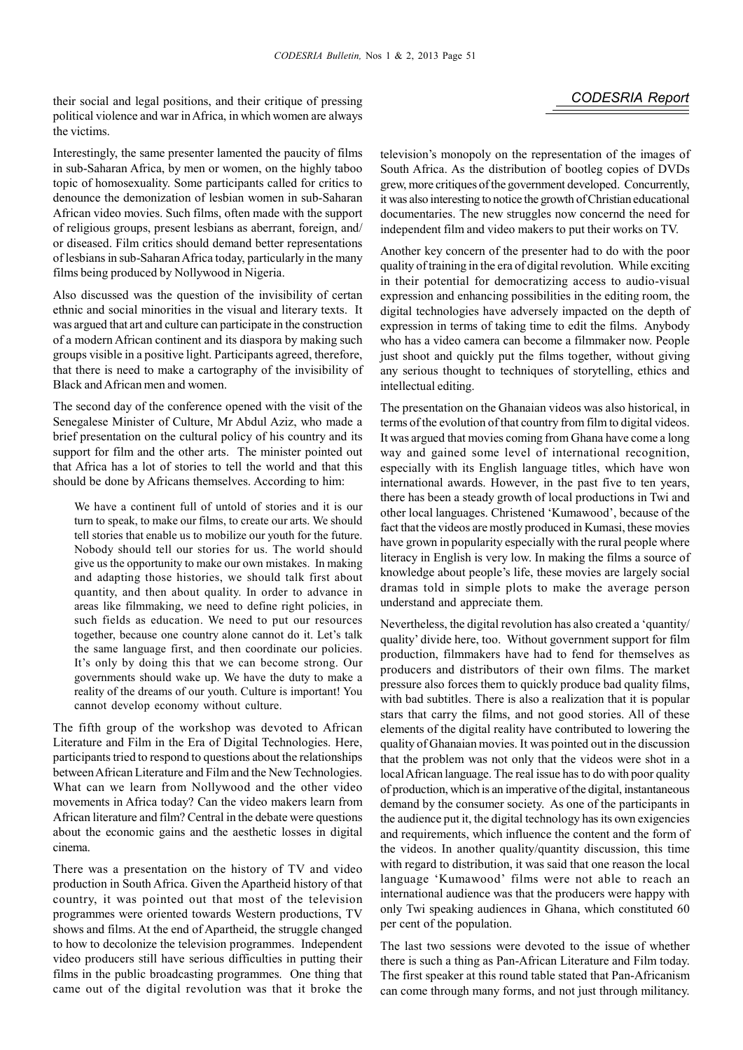their social and legal positions, and their critique of pressing political violence and war in Africa, in which women are always the victims.

Interestingly, the same presenter lamented the paucity of films in sub-Saharan Africa, by men or women, on the highly taboo topic of homosexuality. Some participants called for critics to denounce the demonization of lesbian women in sub-Saharan African video movies. Such films, often made with the support of religious groups, present lesbians as aberrant, foreign, and/or diseased. Film critics should demand better representations of lesbians in sub-Saharan Africa today, particularly in the many films being produced by Nollywood in Nigeria.

Also discussed was the question of the invisibility of certan ethnic and social minorities in the visual and literary texts. It was argued that art and culture can participate in the construction of a modern African continent and its diaspora by making such groups visible in a positive light. Participants agreed, therefore, that there is need to make a cartography of the invisibility of Black and African men and women.

The second day of the conference opened with the visit of the Senegalese Minister of Culture, Mr Abdul Aziz, who made a brief presentation on the cultural policy of his country and its support for film and the other arts. The minister pointed out that Africa has a lot of stories to tell the world and that this should be done by Africans themselves. According to him:

> We have a continent full of untold of stories and it is our turn to speak, to make our films, to create our arts. We should tell stories that enable us to mobilize our youth for the future. Nobody should tell our stories for us. The world should give us the opportunity to make our own mistakes. In making and adapting those histories, we should talk first about quantity, and then about quality. In order to advance in areas like filmmaking, we need to define right policies, in such fields as education. We need to put our resources together, because one country alone cannot do it. Let's talk the same language first, and then coordinate our policies. It's only by doing this that we can become strong. Our governments should wake up. We have the duty to make a reality of the dreams of our youth. Culture is important! You cannot develop economy without culture.

The fifth group of the workshop was devoted to African Literature and Film in the Era of Digital Technologies. Here, participants tried to respond to questions about the relationships between African Literature and Film and the New Technologies. What can we learn from Nollywood and the other video movements in Africa today? Can the video makers learn from African literature and film? Central in the debate were questions about the economic gains and the aesthetic losses in digital cinema.

There was a presentation on the history of TV and video production in South Africa. Given the Apartheid history of that country, it was pointed out that most of the television programmes were oriented towards Western productions, TV shows and films. At the end of Apartheid, the struggle changed to how to decolonize the television programmes. Independent video producers still have serious difficulties in putting their films in the public broadcasting programmes. One thing that came out of the digital revolution was that it broke the television's monopoly on the representation of the images of South Africa. As the distribution of bootleg copies of DVDs grew, more critiques of the government developed. Concurrently, it was also interesting to notice the growth of Christian educational documentaries. The new struggles now concernd the need for independent film and video makers to put their works on TV.

Another key concern of the presenter had to do with the poor quality of training in the era of digital revolution. While exciting in their potential for democratizing access to audio-visual expression and enhancing possibilities in the editing room, the digital technologies have adversely impacted on the depth of expression in terms of taking time to edit the films. Anybody who has a video camera can become a filmmaker now. People just shoot and quickly put the films together, without giving any serious thought to techniques of storytelling, ethics and intellectual editing.

The presentation on the Ghanaian videos was also historical, in terms of the evolution of that country from film to digital videos. It was argued that movies coming from Ghana have come a long way and gained some level of international recognition, especially with its English language titles, which have won international awards. However, in the past five to ten years, there has been a steady growth of local productions in Twi and other local languages. Christened 'Kumawood', because of the fact that the videos are mostly produced in Kumasi, these movies have grown in popularity especially with the rural people where literacy in English is very low. In making the films a source of knowledge about people's life, these movies are largely social dramas told in simple plots to make the average person understand and appreciate them.

Nevertheless, the digital revolution has also created a 'quantity/quality' divide here, too. Without government support for film production, filmmakers have had to fend for themselves as producers and distributors of their own films. The market pressure also forces them to quickly produce bad quality films, with bad subtitles. There is also a realization that it is popular stars that carry the films, and not good stories. All of these elements of the digital reality have contributed to lowering the quality of Ghanaian movies. It was pointed out in the discussion that the problem was not only that the videos were shot in a local African language. The real issue has to do with poor quality of production, which is an imperative of the digital, instantaneous demand by the consumer society. As one of the participants in the audience put it, the digital technology has its own exigencies and requirements, which influence the content and the form of the videos. In another quality/quantity discussion, this time with regard to distribution, it was said that one reason the local language 'Kumawood' films were not able to reach an international audience was that the producers were happy with only Twi speaking audiences in Ghana, which constituted 60 per cent of the population.

The last two sessions were devoted to the issue of whether there is such a thing as Pan-African Literature and Film today. The first speaker at this round table stated that Pan-Africanism can come through many forms, and not just through militancy.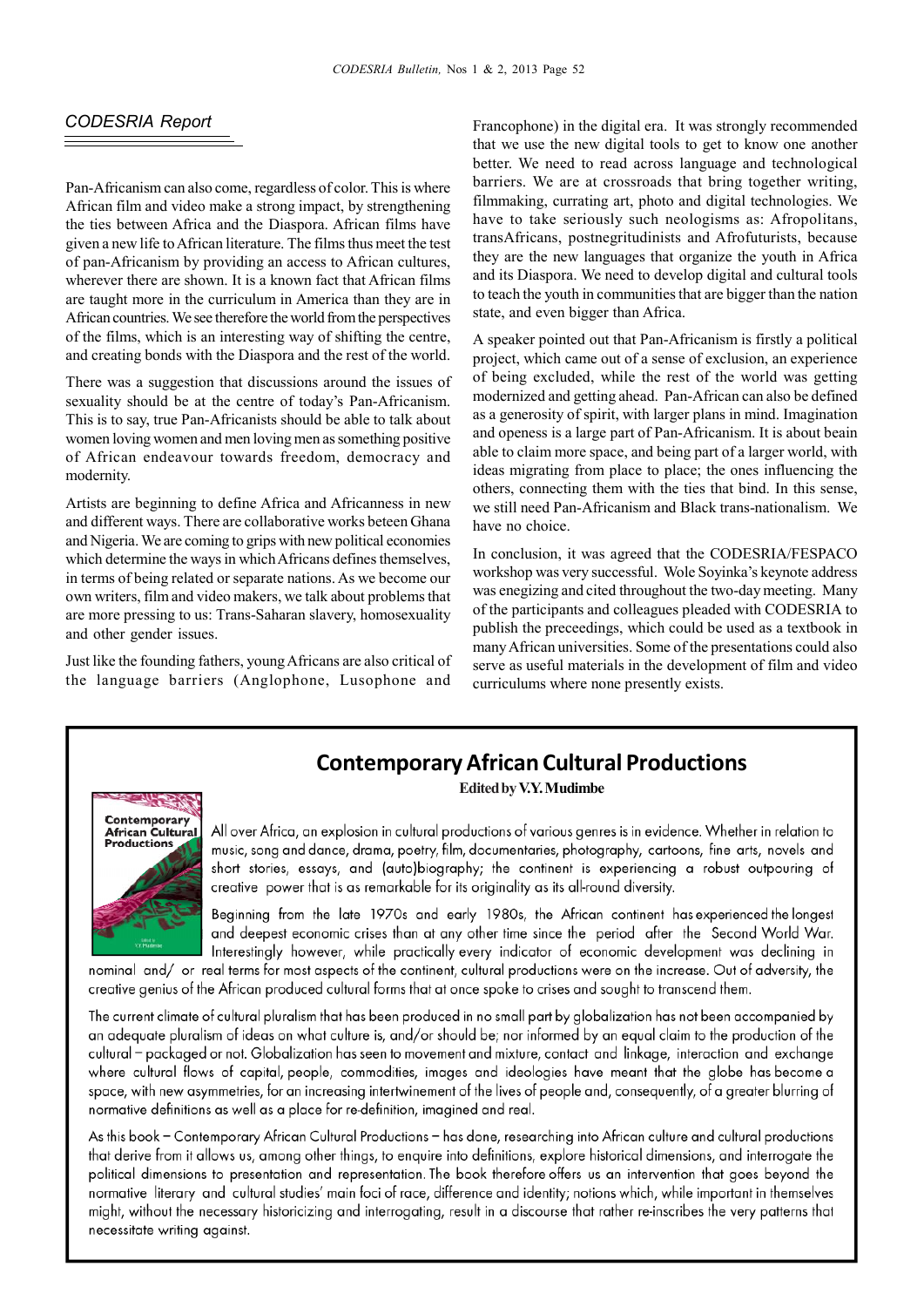*CODESRIA Report*

Pan-Africanism can also come, regardless of color. This is where African film and video make a strong impact, by strengthening the ties between Africa and the Diaspora. African films have given a new life to African literature. The films thus meet the test of pan-Africanism by providing an access to African cultures, wherever there are shown. It is a known fact that African films are taught more in the curriculum in America than they are in African countries. We see therefore the world from the perspectives of the films, which is an interesting way of shifting the centre, and creating bonds with the Diaspora and the rest of the world.

There was a suggestion that discussions around the issues of sexuality should be at the centre of today's Pan-Africanism. This is to say, true Pan-Africanists should be able to talk about women loving women and men loving men as something positive of African endeavour towards freedom, democracy and modernity.

Artists are beginning to define Africa and Africanness in new and different ways. There are collaborative works beteen Ghana and Nigeria. We are coming to grips with new political economies which determine the ways in which Africans defines themselves, in terms of being related or separate nations. As we become our own writers, film and video makers, we talk about problems that are more pressing to us: Trans-Saharan slavery, homosexuality and other gender issues.

Just like the founding fathers, young Africans are also critical of the language barriers (Anglophone, Lusophone and Francophone) in the digital era. It was strongly recommended that we use the new digital tools to get to know one another better. We need to read across language and technological barriers. We are at crossroads that bring together writing, filmmaking, currating art, photo and digital technologies. We have to take seriously such neologisms as: Afropolitans, transAfricans, postnegritudinists and Afrofuturists, because they are the new languages that organize the youth in Africa and its Diaspora. We need to develop digital and cultural tools to teach the youth in communities that are bigger than the nation state, and even bigger than Africa.

A speaker pointed out that Pan-Africanism is firstly a political project, which came out of a sense of exclusion, an experience of being excluded, while the rest of the world was getting modernized and getting ahead. Pan-African can also be defined as a generosity of spirit, with larger plans in mind. Imagination and openess is a large part of Pan-Africanism. It is about beain able to claim more space, and being part of a larger world, with ideas migrating from place to place; the ones influencing the others, connecting them with the ties that bind. In this sense, we still need Pan-Africanism and Black trans-nationalism. We have no choice.

In conclusion, it was agreed that the CODESRIA/FESPACO workshop was very successful. Wole Soyinka's keynote address was enegizing and cited throughout the two-day meeting. Many of the participants and colleagues pleaded with CODESRIA to publish the preceedings, which could be used as a textbook in many African universities. Some of the presentations could also serve as useful materials in the development of film and video curriculums where none presently exists.

## Contemporary African Cultural Productions

**Edited by V.Y. Mudimbe**

All over Africa, an explosion in cultural productions of various genres is in evidence. Whether in relation to music, song and dance, drama, poetry, film, documentaries, photography, cartoons, fine arts, novels and short stories, essays, and (auto)biography; the continent is experiencing a robust outpouring of creative power that is as remarkable for its originality as its all-round diversity.

Beginning from the late 1970s and early 1980s, the African continent has experienced the longest and deepest economic crises than at any other time since the period after the Second World War. Interestingly however, while practically every indicator of economic development was declining in nominal and/ or real terms for most aspects of the continent, cultural productions were on the increase. Out of adversity, the creative genius of the African produced cultural forms that at once spoke to crises and sought to transcend them.

The current climate of cultural pluralism that has been produced in no small part by globalization has not been accompanied by an adequate pluralism of ideas on what culture is, and/or should be; nor informed by an equal claim to the production of the cultural – packaged or not. Globalization has seen to movement and mixture, contact and linkage, interaction and exchange where cultural flows of capital, people, commodities, images and ideologies have meant that the globe has become a space, with new asymmetries, for an increasing intertwinement of the lives of people and, consequently, of a greater blurring of normative definitions as well as a place for re-definition, imagined and real.

As this book – Contemporary African Cultural Productions – has done, researching into African culture and cultural productions that derive from it allows us, among other things, to enquire into definitions, explore historical dimensions, and interrogate the political dimensions to presentation and representation. The book therefore offers us an intervention that goes beyond the normative literary and cultural studies' main foci of race, difference and identity; notions which, while important in themselves might, without the necessary historicizing and interrogating, result in a discourse that rather re-inscribes the very patterns that necessitate writing against.